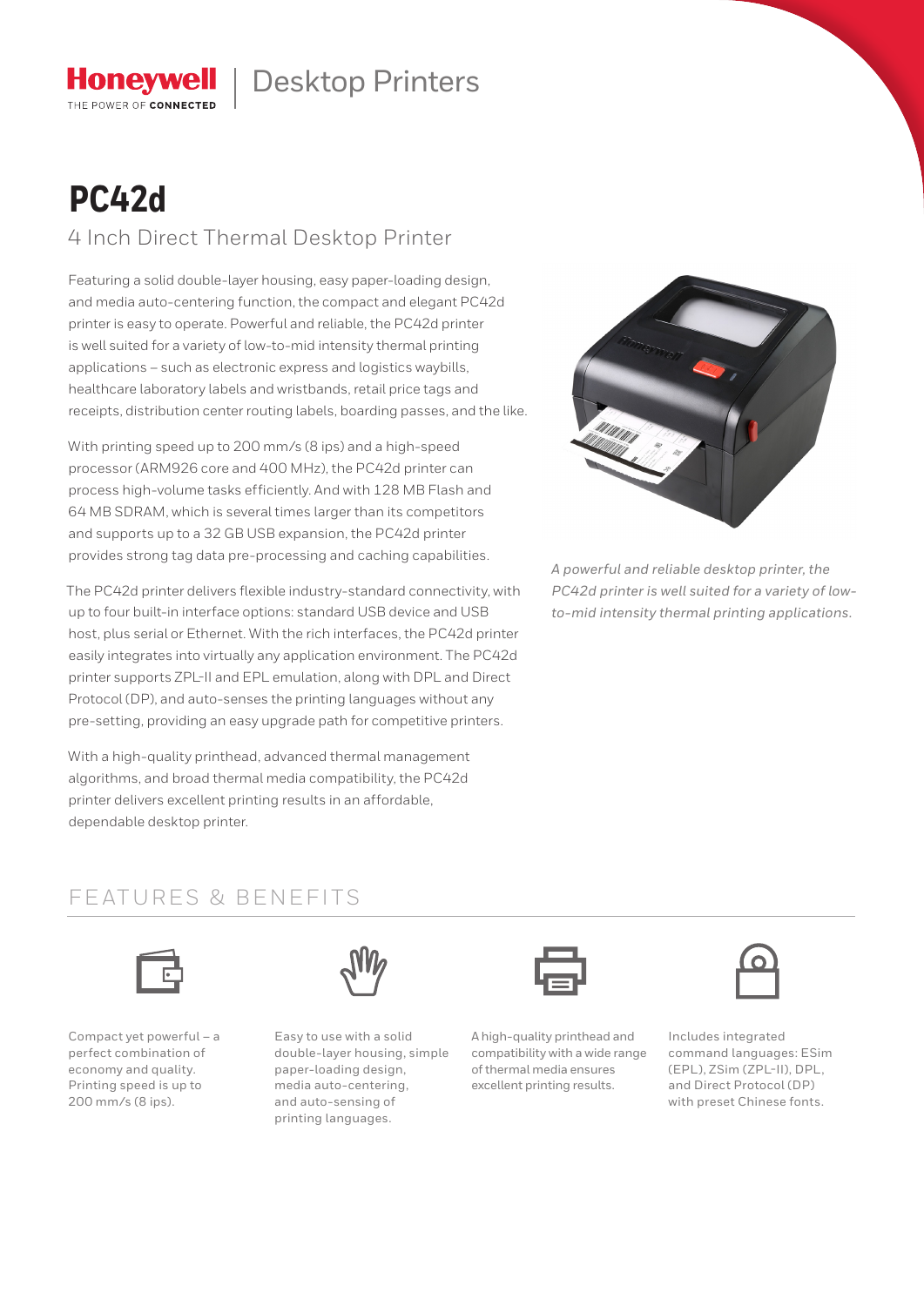Honeywell | Desktop Printers

THE POWER OF CONNECTED

# PC42d

## 4 Inch Direct Thermal Desktop Printer

Featuring a solid double-layer housing, easy paper-loading design, and media auto-centering function, the compact and elegant PC42d printer is easy to operate. Powerful and reliable, the PC42d printer is well suited for a variety of low-to-mid intensity thermal printing applications – such as electronic express and logistics waybills, healthcare laboratory labels and wristbands, retail price tags and receipts, distribution center routing labels, boarding passes, and the like.

With printing speed up to 200 mm/s (8 ips) and a high-speed processor (ARM926 core and 400 MHz), the PC42d printer can process high-volume tasks efficiently. And with 128 MB Flash and 64 MB SDRAM, which is several times larger than its competitors and supports up to a 32 GB USB expansion, the PC42d printer provides strong tag data pre-processing and caching capabilities.

The PC42d printer delivers flexible industry-standard connectivity, with up to four built-in interface options: standard USB device and USB host, plus serial or Ethernet. With the rich interfaces, the PC42d printer easily integrates into virtually any application environment. The PC42d printer supports ZPL-II and EPL emulation, along with DPL and Direct Protocol (DP), and auto-senses the printing languages without any pre-setting, providing an easy upgrade path for competitive printers.

With a high-quality printhead, advanced thermal management algorithms, and broad thermal media compatibility, the PC42d printer delivers excellent printing results in an affordable, dependable desktop printer.

*A powerful and reliable desktop printer, the PC42d printer is well suited for a variety of low-to-mid intensity thermal printing applications.*

## FEATURES & BENEFITS

- Compact yet powerful – a perfect combination of economy and quality. Printing speed is up to 200 mm/s (8 ips).
- Easy to use with a solid double-layer housing, simple paper-loading design, media auto-centering, and auto-sensing of printing languages.
- A high-quality printhead and compatibility with a wide range of thermal media ensures excellent printing results.
- Includes integrated command languages: ESim (EPL), ZSim (ZPL-II), DPL, and Direct Protocol (DP) with preset Chinese fonts.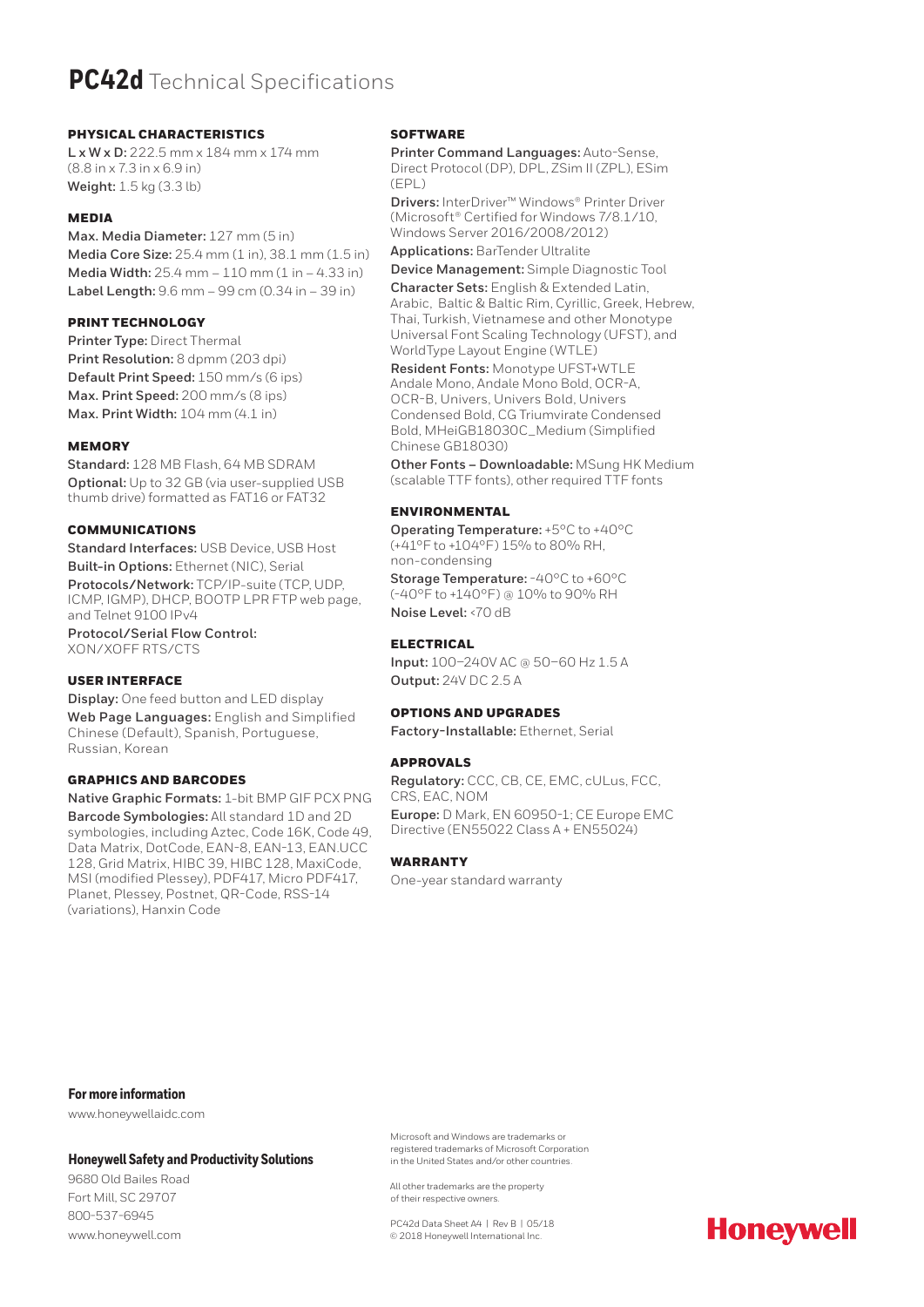# **PC42d** Technical Specifications

## PHYSICAL CHARACTERISTICS

**L x W x D:** 222.5 mm x 184 mm x 174 mm (8.8 in x 7.3 in x 6.9 in)
**Weight:** 1.5 kg (3.3 lb)

## MEDIA

**Max. Media Diameter:** 127 mm (5 in)
**Media Core Size:** 25.4 mm (1 in), 38.1 mm (1.5 in)
**Media Width:** 25.4 mm – 110 mm (1 in – 4.33 in)
**Label Length:** 9.6 mm – 99 cm (0.34 in – 39 in)

## PRINT TECHNOLOGY

**Printer Type:** Direct Thermal
**Print Resolution:** 8 dpmm (203 dpi)
**Default Print Speed:** 150 mm/s (6 ips)
**Max. Print Speed:** 200 mm/s (8 ips)
**Max. Print Width:** 104 mm (4.1 in)

## MEMORY

**Standard:** 128 MB Flash, 64 MB SDRAM
**Optional:** Up to 32 GB (via user-supplied USB thumb drive) formatted as FAT16 or FAT32

## COMMUNICATIONS

**Standard Interfaces:** USB Device, USB Host
**Built-in Options:** Ethernet (NIC), Serial
**Protocols/Network:** TCP/IP-suite (TCP, UDP, ICMP, IGMP), DHCP, BOOTP LPR FTP web page, and Telnet 9100 IPv4
**Protocol/Serial Flow Control:** XON/XOFF RTS/CTS

## USER INTERFACE

**Display:** One feed button and LED display
**Web Page Languages:** English and Simplified Chinese (Default), Spanish, Portuguese, Russian, Korean

## GRAPHICS AND BARCODES

**Native Graphic Formats:** 1-bit BMP GIF PCX PNG
**Barcode Symbologies:** All standard 1D and 2D symbologies, including Aztec, Code 16K, Code 49, Data Matrix, DotCode, EAN-8, EAN-13, EAN.UCC 128, Grid Matrix, HIBC 39, HIBC 128, MaxiCode, MSI (modified Plessey), PDF417, Micro PDF417, Planet, Plessey, Postnet, QR-Code, RSS-14 (variations), Hanxin Code

## SOFTWARE

**Printer Command Languages:** Auto-Sense, Direct Protocol (DP), DPL, ZSim II (ZPL), ESim (EPL)
**Drivers:** InterDriver™ Windows® Printer Driver (Microsoft® Certified for Windows 7/8.1/10, Windows Server 2016/2008/2012)
**Applications:** BarTender Ultralite
**Device Management:** Simple Diagnostic Tool
**Character Sets:** English & Extended Latin, Arabic, Baltic & Baltic Rim, Cyrillic, Greek, Hebrew, Thai, Turkish, Vietnamese and other Monotype Universal Font Scaling Technology (UFST), and WorldType Layout Engine (WTLE)
**Resident Fonts:** Monotype UFST+WTLE Andale Mono, Andale Mono Bold, OCR-A, OCR-B, Univers, Univers Bold, Univers Condensed Bold, CG Triumvirate Condensed Bold, MHeiGB18030C_Medium (Simplified Chinese GB18030)
**Other Fonts – Downloadable:** MSung HK Medium (scalable TTF fonts), other required TTF fonts

## ENVIRONMENTAL

**Operating Temperature:** +5°C to +40°C (+41°F to +104°F) 15% to 80% RH, non-condensing
**Storage Temperature:** -40°C to +60°C (-40°F to +140°F) @ 10% to 90% RH
**Noise Level:** <70 dB

## ELECTRICAL

**Input:** 100–240V AC @ 50–60 Hz 1.5 A
**Output:** 24V DC 2.5 A

## OPTIONS AND UPGRADES

**Factory-Installable:** Ethernet, Serial

## APPROVALS

**Regulatory:** CCC, CB, CE, EMC, cULus, FCC, CRS, EAC, NOM
**Europe:** D Mark, EN 60950-1; CE Europe EMC Directive (EN55022 Class A + EN55024)

## WARRANTY

One-year standard warranty

**For more information**
www.honeywellaidc.com

**Honeywell Safety and Productivity Solutions**
9680 Old Bailes Road
Fort Mill, SC 29707
800-537-6945
www.honeywell.com

Microsoft and Windows are trademarks or registered trademarks of Microsoft Corporation in the United States and/or other countries.

All other trademarks are the property of their respective owners.

PC42d Data Sheet A4 | Rev B | 05/18
© 2018 Honeywell International Inc.

Honeywell